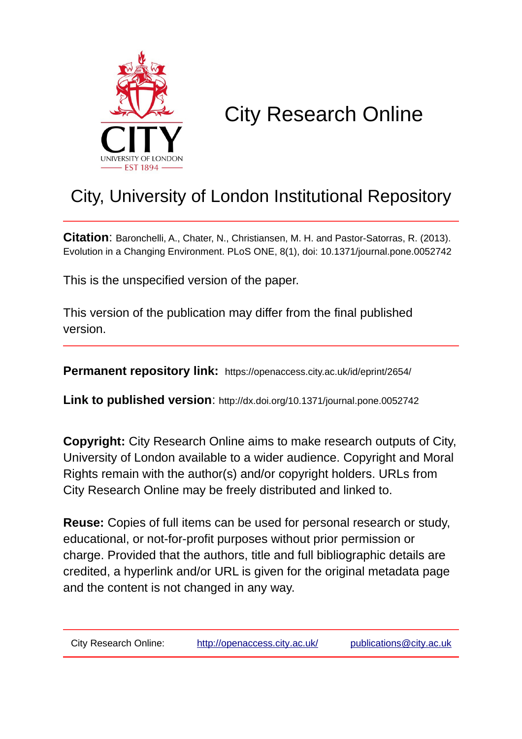# City Research Online

## City, University of London Institutional Repository

**Citation**: Baronchelli, A., Chater, N., Christiansen, M. H. and Pastor-Satorras, R. (2013). Evolution in a Changing Environment. PLoS ONE, 8(1), doi: 10.1371/journal.pone.0052742

This is the unspecified version of the paper.

This version of the publication may differ from the final published version.

**Permanent repository link:** https://openaccess.city.ac.uk/id/eprint/2654/

**Link to published version**: http://dx.doi.org/10.1371/journal.pone.0052742

**Copyright:** City Research Online aims to make research outputs of City, University of London available to a wider audience. Copyright and Moral Rights remain with the author(s) and/or copyright holders. URLs from City Research Online may be freely distributed and linked to.

**Reuse:** Copies of full items can be used for personal research or study, educational, or not-for-profit purposes without prior permission or charge. Provided that the authors, title and full bibliographic details are credited, a hyperlink and/or URL is given for the original metadata page and the content is not changed in any way.

City Research Online: http://openaccess.city.ac.uk/ publications@city.ac.uk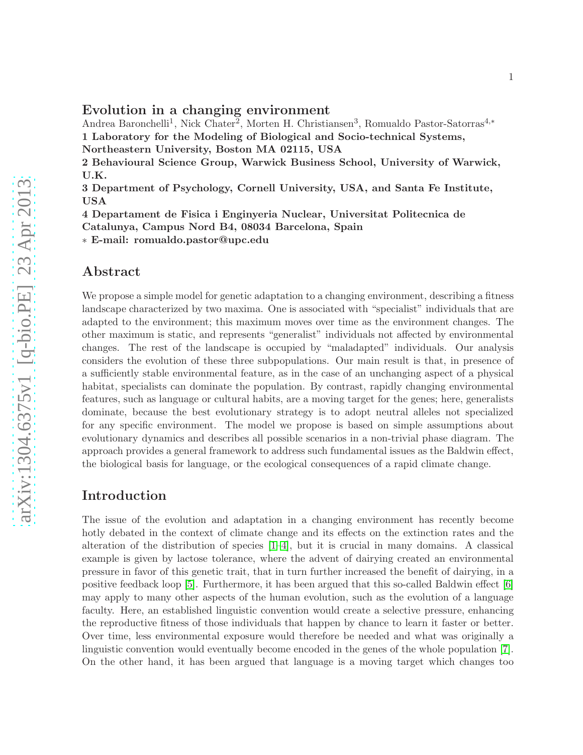# Evolution in a changing environment

Andrea Baronchelli[1], Nick Chater[2], Morten H. Christiansen[3], Romualdo Pastor-Satorras[4,*]

**1 Laboratory for the Modeling of Biological and Socio-technical Systems, Northeastern University, Boston MA 02115, USA**

**2 Behavioural Science Group, Warwick Business School, University of Warwick, U.K.**

**3 Department of Psychology, Cornell University, USA, and Santa Fe Institute, USA**

**4 Departament de Fisica i Enginyeria Nuclear, Universitat Politecnica de Catalunya, Campus Nord B4, 08034 Barcelona, Spain**

**\* E-mail: romualdo.pastor@upc.edu**

## Abstract

We propose a simple model for genetic adaptation to a changing environment, describing a fitness landscape characterized by two maxima. One is associated with "specialist" individuals that are adapted to the environment; this maximum moves over time as the environment changes. The other maximum is static, and represents "generalist" individuals not affected by environmental changes. The rest of the landscape is occupied by "maladapted" individuals. Our analysis considers the evolution of these three subpopulations. Our main result is that, in presence of a sufficiently stable environmental feature, as in the case of an unchanging aspect of a physical habitat, specialists can dominate the population. By contrast, rapidly changing environmental features, such as language or cultural habits, are a moving target for the genes; here, generalists dominate, because the best evolutionary strategy is to adopt neutral alleles not specialized for any specific environment. The model we propose is based on simple assumptions about evolutionary dynamics and describes all possible scenarios in a non-trivial phase diagram. The approach provides a general framework to address such fundamental issues as the Baldwin effect, the biological basis for language, or the ecological consequences of a rapid climate change.

## Introduction

The issue of the evolution and adaptation in a changing environment has recently become hotly debated in the context of climate change and its effects on the extinction rates and the alteration of the distribution of species [1–4], but it is crucial in many domains. A classical example is given by lactose tolerance, where the advent of dairying created an environmental pressure in favor of this genetic trait, that in turn further increased the benefit of dairying, in a positive feedback loop [5]. Furthermore, it has been argued that this so-called Baldwin effect [6] may apply to many other aspects of the human evolution, such as the evolution of a language faculty. Here, an established linguistic convention would create a selective pressure, enhancing the reproductive fitness of those individuals that happen by chance to learn it faster or better. Over time, less environmental exposure would therefore be needed and what was originally a linguistic convention would eventually become encoded in the genes of the whole population [7]. On the other hand, it has been argued that language is a moving target which changes too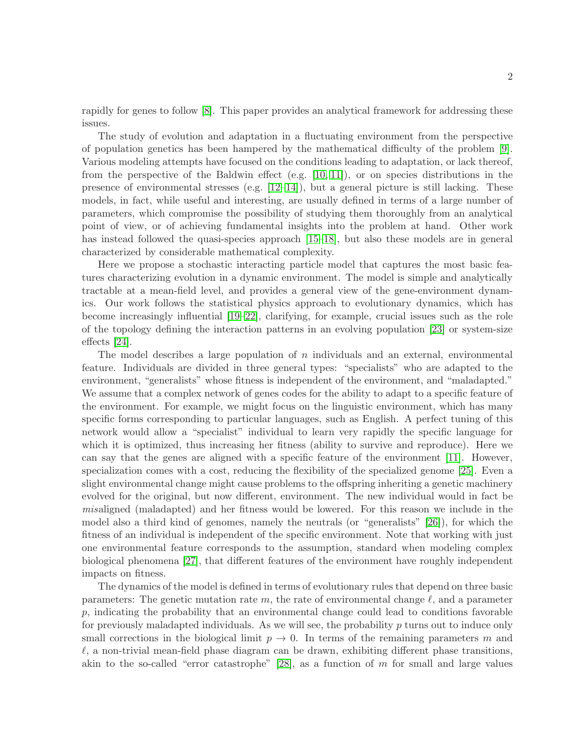rapidly for genes to follow [8]. This paper provides an analytical framework for addressing these issues.

The study of evolution and adaptation in a fluctuating environment from the perspective of population genetics has been hampered by the mathematical difficulty of the problem [9]. Various modeling attempts have focused on the conditions leading to adaptation, or lack thereof, from the perspective of the Baldwin effect (e.g. [10, 11]), or on species distributions in the presence of environmental stresses (e.g. [12–14]), but a general picture is still lacking. These models, in fact, while useful and interesting, are usually defined in terms of a large number of parameters, which compromise the possibility of studying them thoroughly from an analytical point of view, or of achieving fundamental insights into the problem at hand. Other work has instead followed the quasi-species approach [15–18], but also these models are in general characterized by considerable mathematical complexity.

Here we propose a stochastic interacting particle model that captures the most basic features characterizing evolution in a dynamic environment. The model is simple and analytically tractable at a mean-field level, and provides a general view of the gene-environment dynamics. Our work follows the statistical physics approach to evolutionary dynamics, which has become increasingly influential [19–22], clarifying, for example, crucial issues such as the role of the topology defining the interaction patterns in an evolving population [23] or system-size effects [24].

The model describes a large population of $n$ individuals and an external, environmental feature. Individuals are divided in three general types: "specialists" who are adapted to the environment, "generalists" whose fitness is independent of the environment, and "maladapted." We assume that a complex network of genes codes for the ability to adapt to a specific feature of the environment. For example, we might focus on the linguistic environment, which has many specific forms corresponding to particular languages, such as English. A perfect tuning of this network would allow a "specialist" individual to learn very rapidly the specific language for which it is optimized, thus increasing her fitness (ability to survive and reproduce). Here we can say that the genes are aligned with a specific feature of the environment [11]. However, specialization comes with a cost, reducing the flexibility of the specialized genome [25]. Even a slight environmental change might cause problems to the offspring inheriting a genetic machinery evolved for the original, but now different, environment. The new individual would in fact be *mis*aligned (maladapted) and her fitness would be lowered. For this reason we include in the model also a third kind of genomes, namely the neutrals (or "generalists" [26]), for which the fitness of an individual is independent of the specific environment. Note that working with just one environmental feature corresponds to the assumption, standard when modeling complex biological phenomena [27], that different features of the environment have roughly independent impacts on fitness.

The dynamics of the model is defined in terms of evolutionary rules that depend on three basic parameters: The genetic mutation rate $m$, the rate of environmental change $\ell$, and a parameter $p$, indicating the probability that an environmental change could lead to conditions favorable for previously maladapted individuals. As we will see, the probability $p$ turns out to induce only small corrections in the biological limit $p \to 0$. In terms of the remaining parameters $m$ and $\ell$, a non-trivial mean-field phase diagram can be drawn, exhibiting different phase transitions, akin to the so-called "error catastrophe" [28], as a function of $m$ for small and large values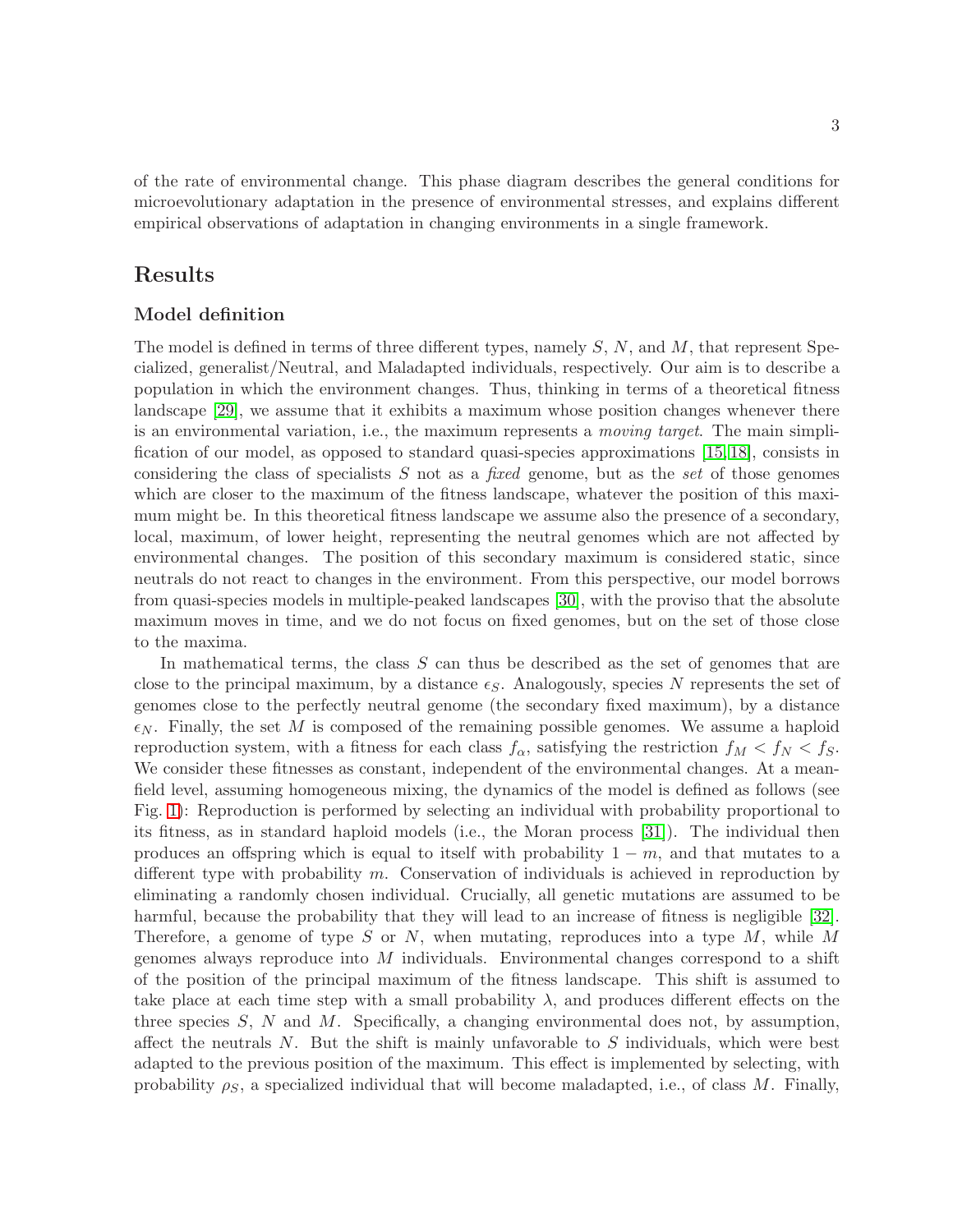of the rate of environmental change. This phase diagram describes the general conditions for microevolutionary adaptation in the presence of environmental stresses, and explains different empirical observations of adaptation in changing environments in a single framework.

# Results

## Model definition

The model is defined in terms of three different types, namely $S$, $N$, and $M$, that represent Specialized, generalist/Neutral, and Maladapted individuals, respectively. Our aim is to describe a population in which the environment changes. Thus, thinking in terms of a theoretical fitness landscape [29], we assume that it exhibits a maximum whose position changes whenever there is an environmental variation, i.e., the maximum represents a *moving target*. The main simplification of our model, as opposed to standard quasi-species approximations [15, 18], consists in considering the class of specialists $S$ not as a *fixed* genome, but as the *set* of those genomes which are closer to the maximum of the fitness landscape, whatever the position of this maximum might be. In this theoretical fitness landscape we assume also the presence of a secondary, local, maximum, of lower height, representing the neutral genomes which are not affected by environmental changes. The position of this secondary maximum is considered static, since neutrals do not react to changes in the environment. From this perspective, our model borrows from quasi-species models in multiple-peaked landscapes [30], with the proviso that the absolute maximum moves in time, and we do not focus on fixed genomes, but on the set of those close to the maxima.

In mathematical terms, the class $S$ can thus be described as the set of genomes that are close to the principal maximum, by a distance $\epsilon_S$. Analogously, species $N$ represents the set of genomes close to the perfectly neutral genome (the secondary fixed maximum), by a distance $\epsilon_N$. Finally, the set $M$ is composed of the remaining possible genomes. We assume a haploid reproduction system, with a fitness for each class $f_\alpha$, satisfying the restriction $f_M < f_N < f_S$. We consider these fitnesses as constant, independent of the environmental changes. At a mean-field level, assuming homogeneous mixing, the dynamics of the model is defined as follows (see Fig. 1): Reproduction is performed by selecting an individual with probability proportional to its fitness, as in standard haploid models (i.e., the Moran process [31]). The individual then produces an offspring which is equal to itself with probability $1 - m$, and that mutates to a different type with probability $m$. Conservation of individuals is achieved in reproduction by eliminating a randomly chosen individual. Crucially, all genetic mutations are assumed to be harmful, because the probability that they will lead to an increase of fitness is negligible [32]. Therefore, a genome of type $S$ or $N$, when mutating, reproduces into a type $M$, while $M$ genomes always reproduce into $M$ individuals. Environmental changes correspond to a shift of the position of the principal maximum of the fitness landscape. This shift is assumed to take place at each time step with a small probability $\lambda$, and produces different effects on the three species $S$, $N$ and $M$. Specifically, a changing environmental does not, by assumption, affect the neutrals $N$. But the shift is mainly unfavorable to $S$ individuals, which were best adapted to the previous position of the maximum. This effect is implemented by selecting, with probability $\rho_S$, a specialized individual that will become maladapted, i.e., of class $M$. Finally,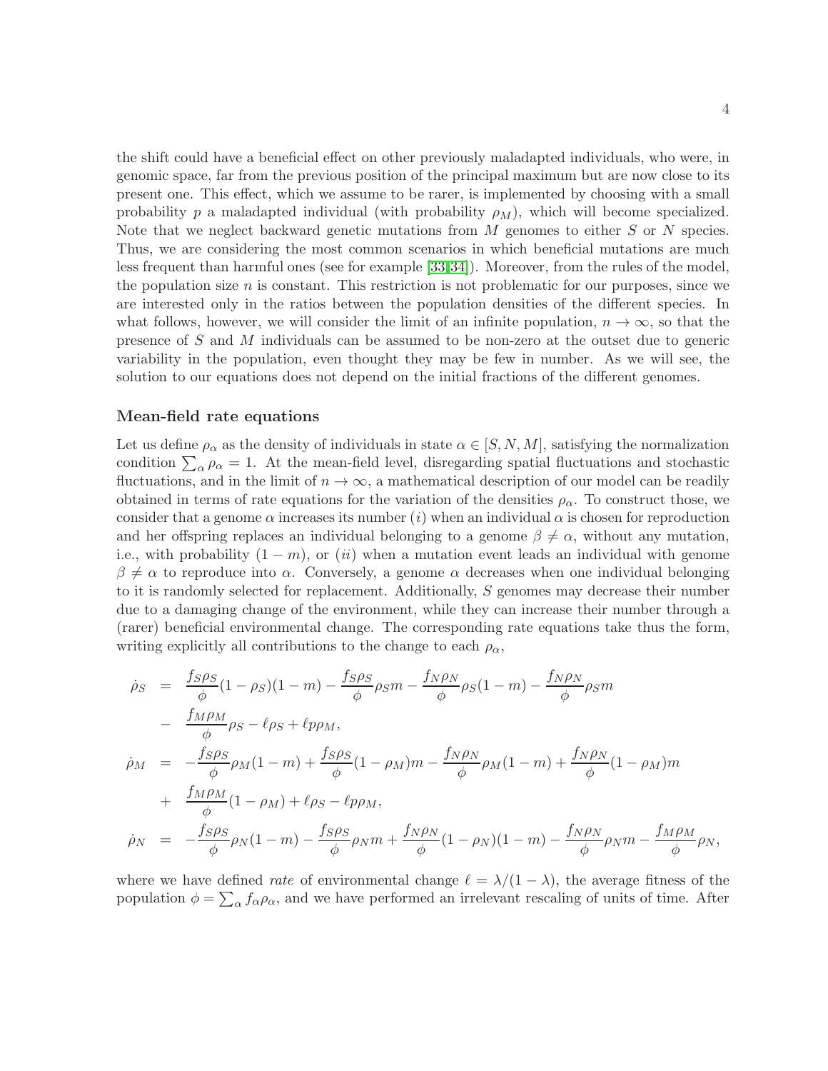the shift could have a beneficial effect on other previously maladapted individuals, who were, in genomic space, far from the previous position of the principal maximum but are now close to its present one. This effect, which we assume to be rarer, is implemented by choosing with a small probability $p$ a maladapted individual (with probability $\rho_M$), which will become specialized. Note that we neglect backward genetic mutations from $M$ genomes to either $S$ or $N$ species. Thus, we are considering the most common scenarios in which beneficial mutations are much less frequent than harmful ones (see for example [33,34]). Moreover, from the rules of the model, the population size $n$ is constant. This restriction is not problematic for our purposes, since we are interested only in the ratios between the population densities of the different species. In what follows, however, we will consider the limit of an infinite population, $n \to \infty$, so that the presence of $S$ and $M$ individuals can be assumed to be non-zero at the outset due to generic variability in the population, even thought they may be few in number. As we will see, the solution to our equations does not depend on the initial fractions of the different genomes.

### Mean-field rate equations

Let us define $\rho_\alpha$ as the density of individuals in state $\alpha \in [S, N, M]$, satisfying the normalization condition $\sum_\alpha \rho_\alpha = 1$. At the mean-field level, disregarding spatial fluctuations and stochastic fluctuations, and in the limit of $n \to \infty$, a mathematical description of our model can be readily obtained in terms of rate equations for the variation of the densities $\rho_\alpha$. To construct those, we consider that a genome $\alpha$ increases its number ($i$) when an individual $\alpha$ is chosen for reproduction and her offspring replaces an individual belonging to a genome $\beta \neq \alpha$, without any mutation, i.e., with probability $(1 - m)$, or ($ii$) when a mutation event leads an individual with genome $\beta \neq \alpha$ to reproduce into $\alpha$. Conversely, a genome $\alpha$ decreases when one individual belonging to it is randomly selected for replacement. Additionally, $S$ genomes may decrease their number due to a damaging change of the environment, while they can increase their number through a (rarer) beneficial environmental change. The corresponding rate equations take thus the form, writing explicitly all contributions to the change to each $\rho_\alpha$,

$$
\begin{aligned}
\dot{\rho}_S &= \frac{f_S \rho_S}{\phi}(1-\rho_S)(1-m) - \frac{f_S \rho_S}{\phi}\rho_S m - \frac{f_N \rho_N}{\phi}\rho_S(1-m) - \frac{f_N \rho_N}{\phi}\rho_S m \\
&- \frac{f_M \rho_M}{\phi}\rho_S - \ell \rho_S + \ell p \rho_M, \\
\dot{\rho}_M &= -\frac{f_S \rho_S}{\phi}\rho_M(1-m) + \frac{f_S \rho_S}{\phi}(1-\rho_M)m - \frac{f_N \rho_N}{\phi}\rho_M(1-m) + \frac{f_N \rho_N}{\phi}(1-\rho_M)m \\
&+ \frac{f_M \rho_M}{\phi}(1-\rho_M) + \ell \rho_S - \ell p \rho_M, \\
\dot{\rho}_N &= -\frac{f_S \rho_S}{\phi}\rho_N(1-m) - \frac{f_S \rho_S}{\phi}\rho_N m + \frac{f_N \rho_N}{\phi}(1-\rho_N)(1-m) - \frac{f_N \rho_N}{\phi}\rho_N m - \frac{f_M \rho_M}{\phi}\rho_N,
\end{aligned}
$$

where we have defined *rate* of environmental change $\ell = \lambda/(1-\lambda)$, the average fitness of the population $\phi = \sum_\alpha f_\alpha \rho_\alpha$, and we have performed an irrelevant rescaling of units of time. After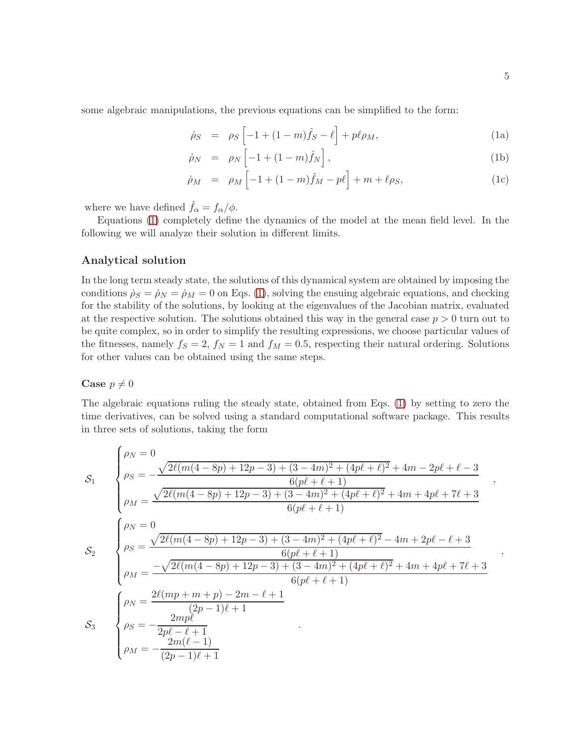some algebraic manipulations, the previous equations can be simplified to the form:

$$\dot{\rho}_S = \rho_S \left[ -1 + (1-m)\hat{f}_S - \ell \right] + p\ell\rho_M, \tag{1a}$$

$$\dot{\rho}_N = \rho_N \left[ -1 + (1-m)\hat{f}_N \right], \tag{1b}$$

$$\dot{\rho}_M = \rho_M \left[ -1 + (1-m)\hat{f}_M - p\ell \right] + m + \ell\rho_S, \tag{1c}$$

where we have defined $\hat{f}_\alpha = f_\alpha/\phi$.

Equations (1) completely define the dynamics of the model at the mean field level. In the following we will analyze their solution in different limits.

## Analytical solution

In the long term steady state, the solutions of this dynamical system are obtained by imposing the conditions $\dot{\rho}_S = \dot{\rho}_N = \dot{\rho}_M = 0$ on Eqs. (1), solving the ensuing algebraic equations, and checking for the stability of the solutions, by looking at the eigenvalues of the Jacobian matrix, evaluated at the respective solution. The solutions obtained this way in the general case $p > 0$ turn out to be quite complex, so in order to simplify the resulting expressions, we choose particular values of the fitnesses, namely $f_S = 2$, $f_N = 1$ and $f_M = 0.5$, respecting their natural ordering. Solutions for other values can be obtained using the same steps.

### Case $p \neq 0$

The algebraic equations ruling the steady state, obtained from Eqs. (1) by setting to zero the time derivatives, can be solved using a standard computational software package. This results in three sets of solutions, taking the form

$$\mathcal{S}_1 \quad \begin{cases} \rho_N = 0 \\ \rho_S = -\dfrac{\sqrt{2\ell(m(4-8p)+12p-3)+(3-4m)^2+(4p\ell+\ell)^2}+4m-2p\ell+\ell-3}{6(p\ell+\ell+1)} \\ \rho_M = \dfrac{\sqrt{2\ell(m(4-8p)+12p-3)+(3-4m)^2+(4p\ell+\ell)^2}+4m+4p\ell+7\ell+3}{6(p\ell+\ell+1)} \end{cases},$$

$$\mathcal{S}_2 \quad \begin{cases} \rho_N = 0 \\ \rho_S = \dfrac{\sqrt{2\ell(m(4-8p)+12p-3)+(3-4m)^2+(4p\ell+\ell)^2}-4m+2p\ell-\ell+3}{6(p\ell+\ell+1)} \\ \rho_M = \dfrac{-\sqrt{2\ell(m(4-8p)+12p-3)+(3-4m)^2+(4p\ell+\ell)^2}+4m+4p\ell+7\ell+3}{6(p\ell+\ell+1)} \end{cases},$$

$$\mathcal{S}_3 \quad \begin{cases} \rho_N = \dfrac{2\ell(mp+m+p)-2m-\ell+1}{(2p-1)\ell+1} \\ \rho_S = -\dfrac{2mp\ell}{2p\ell-\ell+1} \\ \rho_M = -\dfrac{2m(\ell-1)}{(2p-1)\ell+1} \end{cases}.$$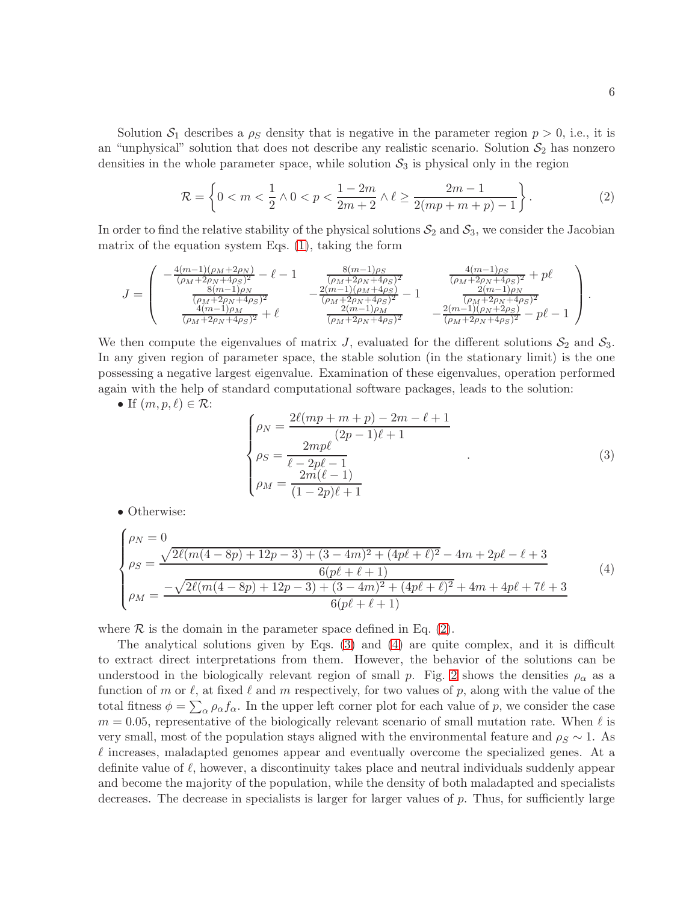Solution $\mathcal{S}_1$ describes a $\rho_S$ density that is negative in the parameter region $p > 0$, i.e., it is an "unphysical" solution that does not describe any realistic scenario. Solution $\mathcal{S}_2$ has nonzero densities in the whole parameter space, while solution $\mathcal{S}_3$ is physical only in the region

$$\mathcal{R} = \left\{ 0 < m < \frac{1}{2} \wedge 0 < p < \frac{1-2m}{2m+2} \wedge \ell \geq \frac{2m-1}{2(mp+m+p)-1} \right\}. \tag{2}$$

In order to find the relative stability of the physical solutions $\mathcal{S}_2$ and $\mathcal{S}_3$, we consider the Jacobian matrix of the equation system Eqs. (1), taking the form

$$J = \begin{pmatrix} -\frac{4(m-1)(\rho_M+2\rho_N)}{(\rho_M+2\rho_N+4\rho_S)^2} - \ell - 1 & \frac{8(m-1)\rho_S}{(\rho_M+2\rho_N+4\rho_S)^2} & \frac{4(m-1)\rho_S}{(\rho_M+2\rho_N+4\rho_S)^2} + p\ell \\ \frac{8(m-1)\rho_N}{(\rho_M+2\rho_N+4\rho_S)^2} & -\frac{2(m-1)(\rho_M+4\rho_S)}{(\rho_M+2\rho_N+4\rho_S)^2} - 1 & \frac{2(m-1)\rho_N}{(\rho_M+2\rho_N+4\rho_S)^2} \\ \frac{4(m-1)\rho_M}{(\rho_M+2\rho_N+4\rho_S)^2} + \ell & \frac{2(m-1)\rho_M}{(\rho_M+2\rho_N+4\rho_S)^2} & -\frac{2(m-1)(\rho_N+2\rho_S)}{(\rho_M+2\rho_N+4\rho_S)^2} - p\ell - 1 \end{pmatrix}.$$

We then compute the eigenvalues of matrix $J$, evaluated for the different solutions $\mathcal{S}_2$ and $\mathcal{S}_3$. In any given region of parameter space, the stable solution (in the stationary limit) is the one possessing a negative largest eigenvalue. Examination of these eigenvalues, operation performed again with the help of standard computational software packages, leads to the solution:

- If $(m, p, \ell) \in \mathcal{R}$:

$$\begin{cases} \rho_N = \dfrac{2\ell(mp+m+p) - 2m - \ell + 1}{(2p-1)\ell + 1} \\ \rho_S = \dfrac{2mp\ell}{\ell - 2p\ell - 1} \\ \rho_M = \dfrac{2m(\ell-1)}{(1-2p)\ell + 1} \end{cases}. \tag{3}$$

- Otherwise:

$$\begin{cases} \rho_N = 0 \\ \rho_S = \dfrac{\sqrt{2\ell(m(4-8p)+12p-3) + (3-4m)^2 + (4p\ell+\ell)^2} - 4m + 2p\ell - \ell + 3}{6(p\ell+\ell+1)} \\ \rho_M = \dfrac{-\sqrt{2\ell(m(4-8p)+12p-3) + (3-4m)^2 + (4p\ell+\ell)^2} + 4m + 4p\ell + 7\ell + 3}{6(p\ell+\ell+1)} \end{cases} \tag{4}$$

where $\mathcal{R}$ is the domain in the parameter space defined in Eq. (2).

The analytical solutions given by Eqs. (3) and (4) are quite complex, and it is difficult to extract direct interpretations from them. However, the behavior of the solutions can be understood in the biologically relevant region of small $p$. Fig. 2 shows the densities $\rho_\alpha$ as a function of $m$ or $\ell$, at fixed $\ell$ and $m$ respectively, for two values of $p$, along with the value of the total fitness $\phi = \sum_\alpha \rho_\alpha f_\alpha$. In the upper left corner plot for each value of $p$, we consider the case $m = 0.05$, representative of the biologically relevant scenario of small mutation rate. When $\ell$ is very small, most of the population stays aligned with the environmental feature and $\rho_S \sim 1$. As $\ell$ increases, maladapted genomes appear and eventually overcome the specialized genes. At a definite value of $\ell$, however, a discontinuity takes place and neutral individuals suddenly appear and become the majority of the population, while the density of both maladapted and specialists decreases. The decrease in specialists is larger for larger values of $p$. Thus, for sufficiently large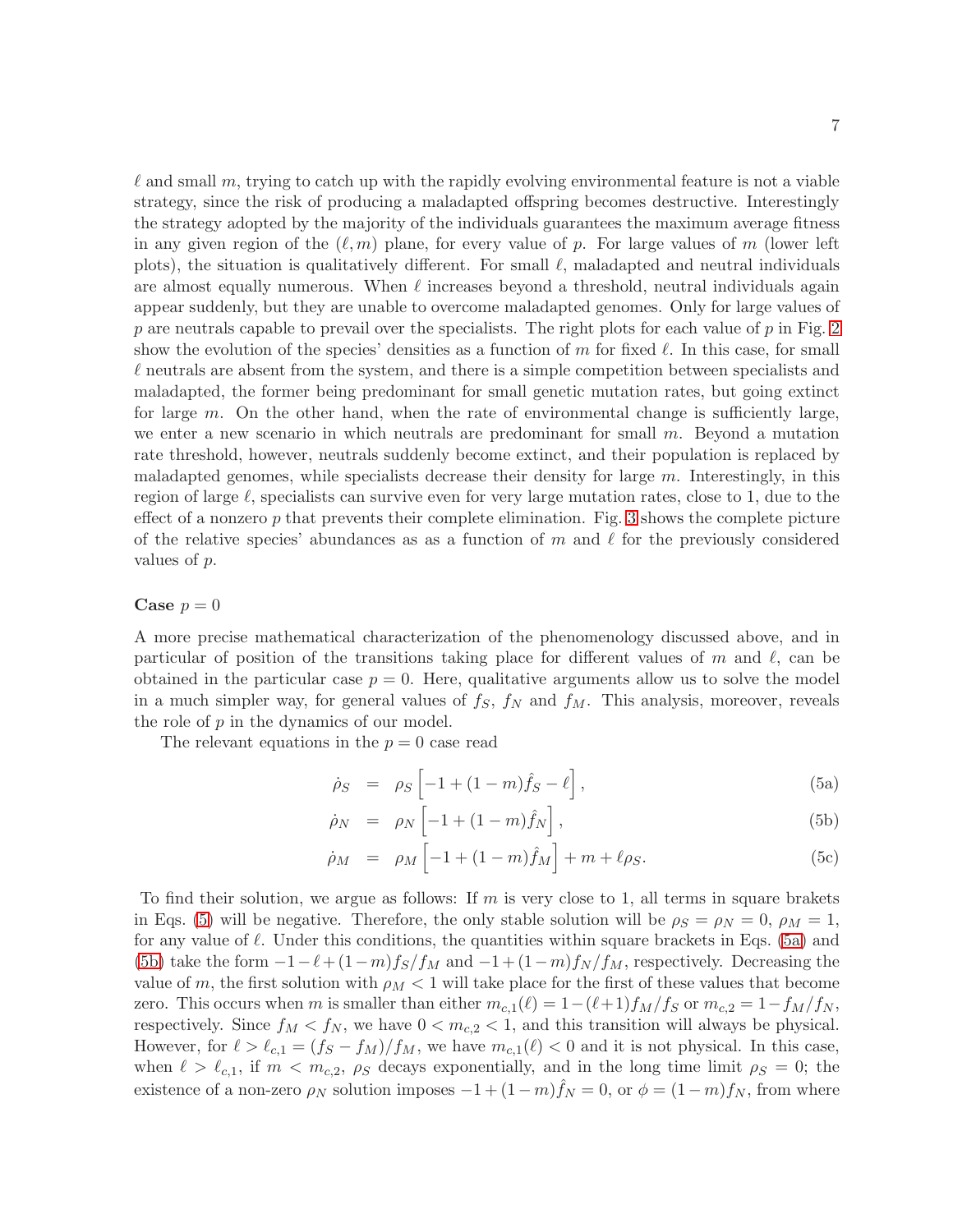$\ell$ and small $m$, trying to catch up with the rapidly evolving environmental feature is not a viable strategy, since the risk of producing a maladapted offspring becomes destructive. Interestingly the strategy adopted by the majority of the individuals guarantees the maximum average fitness in any given region of the $(\ell, m)$ plane, for every value of $p$. For large values of $m$ (lower left plots), the situation is qualitatively different. For small $\ell$, maladapted and neutral individuals are almost equally numerous. When $\ell$ increases beyond a threshold, neutral individuals again appear suddenly, but they are unable to overcome maladapted genomes. Only for large values of $p$ are neutrals capable to prevail over the specialists. The right plots for each value of $p$ in Fig. 2 show the evolution of the species' densities as a function of $m$ for fixed $\ell$. In this case, for small $\ell$ neutrals are absent from the system, and there is a simple competition between specialists and maladapted, the former being predominant for small genetic mutation rates, but going extinct for large $m$. On the other hand, when the rate of environmental change is sufficiently large, we enter a new scenario in which neutrals are predominant for small $m$. Beyond a mutation rate threshold, however, neutrals suddenly become extinct, and their population is replaced by maladapted genomes, while specialists decrease their density for large $m$. Interestingly, in this region of large $\ell$, specialists can survive even for very large mutation rates, close to 1, due to the effect of a nonzero $p$ that prevents their complete elimination. Fig. 3 shows the complete picture of the relative species' abundances as as a function of $m$ and $\ell$ for the previously considered values of $p$.

**Case $p = 0$**

A more precise mathematical characterization of the phenomenology discussed above, and in particular of position of the transitions taking place for different values of $m$ and $\ell$, can be obtained in the particular case $p = 0$. Here, qualitative arguments allow us to solve the model in a much simpler way, for general values of $f_S$, $f_N$ and $f_M$. This analysis, moreover, reveals the role of $p$ in the dynamics of our model.

The relevant equations in the $p = 0$ case read

$$\dot{\rho}_S = \rho_S \left[ -1 + (1-m)\hat{f}_S - \ell \right], \tag{5a}$$

$$\dot{\rho}_N = \rho_N \left[ -1 + (1-m)\hat{f}_N \right], \tag{5b}$$

$$\dot{\rho}_M = \rho_M \left[ -1 + (1-m)\hat{f}_M \right] + m + \ell \rho_S. \tag{5c}$$

To find their solution, we argue as follows: If $m$ is very close to 1, all terms in square brakets in Eqs. (5) will be negative. Therefore, the only stable solution will be $\rho_S = \rho_N = 0$, $\rho_M = 1$, for any value of $\ell$. Under this conditions, the quantities within square brackets in Eqs. (5a) and (5b) take the form $-1 - \ell + (1-m)f_S/f_M$ and $-1 + (1-m)f_N/f_M$, respectively. Decreasing the value of $m$, the first solution with $\rho_M < 1$ will take place for the first of these values that become zero. This occurs when $m$ is smaller than either $m_{c,1}(\ell) = 1 - (\ell+1)f_M/f_S$ or $m_{c,2} = 1 - f_M/f_N$, respectively. Since $f_M < f_N$, we have $0 < m_{c,2} < 1$, and this transition will always be physical. However, for $\ell > \ell_{c,1} = (f_S - f_M)/f_M$, we have $m_{c,1}(\ell) < 0$ and it is not physical. In this case, when $\ell > \ell_{c,1}$, if $m < m_{c,2}$, $\rho_S$ decays exponentially, and in the long time limit $\rho_S = 0$; the existence of a non-zero $\rho_N$ solution imposes $-1 + (1-m)\hat{f}_N = 0$, or $\phi = (1-m)f_N$, from where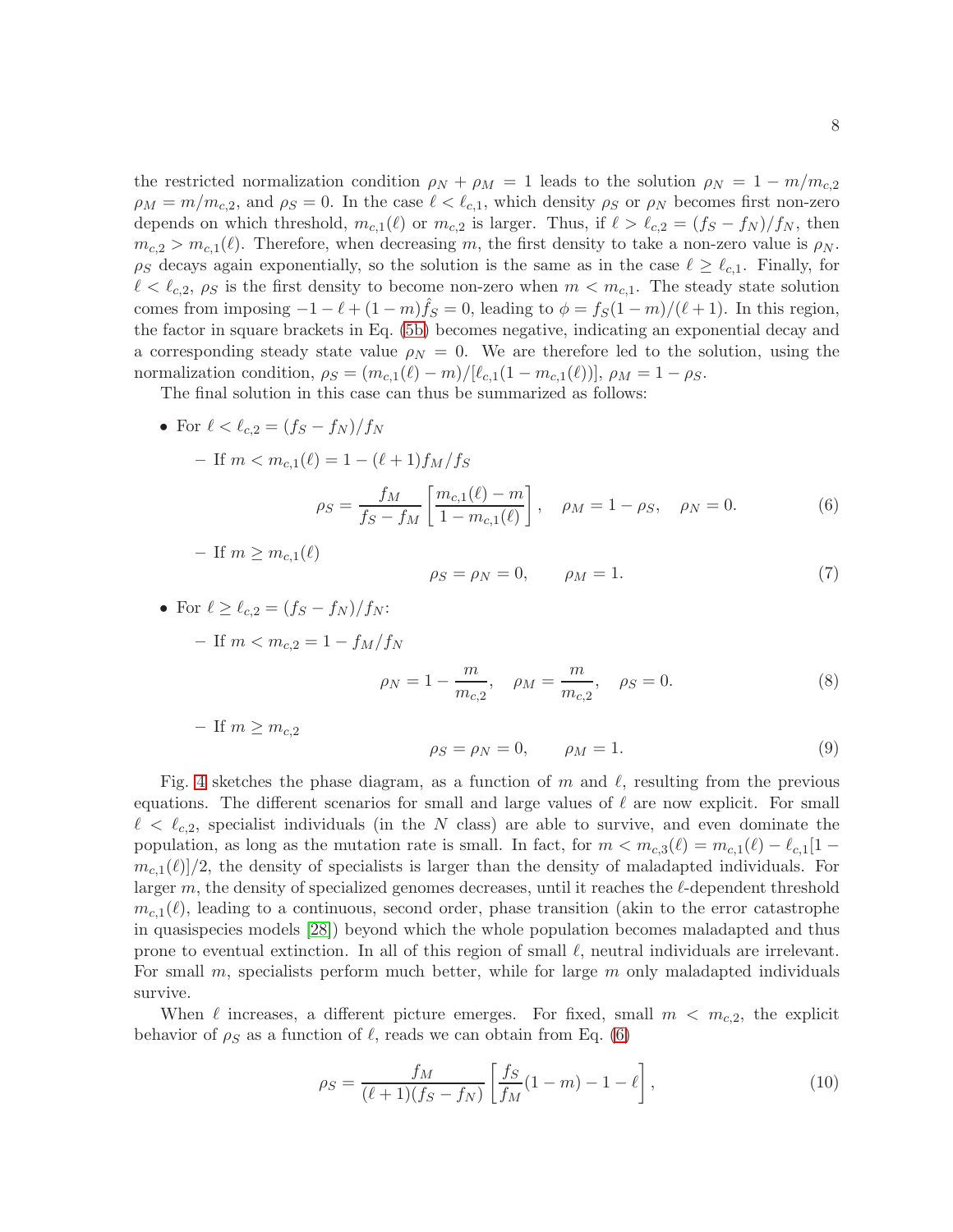the restricted normalization condition $\rho_N + \rho_M = 1$ leads to the solution $\rho_N = 1 - m/m_{c,2}$ $\rho_M = m/m_{c,2}$, and $\rho_S = 0$. In the case $\ell < \ell_{c,1}$, which density $\rho_S$ or $\rho_N$ becomes first non-zero depends on which threshold, $m_{c,1}(\ell)$ or $m_{c,2}$ is larger. Thus, if $\ell > \ell_{c,2} = (f_S - f_N)/f_N$, then $m_{c,2} > m_{c,1}(\ell)$. Therefore, when decreasing $m$, the first density to take a non-zero value is $\rho_N$. $\rho_S$ decays again exponentially, so the solution is the same as in the case $\ell \geq \ell_{c,1}$. Finally, for $\ell < \ell_{c,2}$, $\rho_S$ is the first density to become non-zero when $m < m_{c,1}$. The steady state solution comes from imposing $-1 - \ell + (1-m)\hat{f}_S = 0$, leading to $\phi = f_S(1-m)/(\ell+1)$. In this region, the factor in square brackets in Eq. (5b) becomes negative, indicating an exponential decay and a corresponding steady state value $\rho_N = 0$. We are therefore led to the solution, using the normalization condition, $\rho_S = (m_{c,1}(\ell) - m)/[\ell_{c,1}(1 - m_{c,1}(\ell))]$, $\rho_M = 1 - \rho_S$.

The final solution in this case can thus be summarized as follows:

- For $\ell < \ell_{c,2} = (f_S - f_N)/f_N$
  - If $m < m_{c,1}(\ell) = 1 - (\ell+1)f_M/f_S$

$$\rho_S = \frac{f_M}{f_S - f_M}\left[\frac{m_{c,1}(\ell) - m}{1 - m_{c,1}(\ell)}\right], \quad \rho_M = 1 - \rho_S, \quad \rho_N = 0. \tag{6}$$

  - If $m \geq m_{c,1}(\ell)$

$$\rho_S = \rho_N = 0, \qquad \rho_M = 1. \tag{7}$$

- For $\ell \geq \ell_{c,2} = (f_S - f_N)/f_N$:
  - If $m < m_{c,2} = 1 - f_M/f_N$

$$\rho_N = 1 - \frac{m}{m_{c,2}}, \quad \rho_M = \frac{m}{m_{c,2}}, \quad \rho_S = 0. \tag{8}$$

  - If $m \geq m_{c,2}$

$$\rho_S = \rho_N = 0, \qquad \rho_M = 1. \tag{9}$$

Fig. 4 sketches the phase diagram, as a function of $m$ and $\ell$, resulting from the previous equations. The different scenarios for small and large values of $\ell$ are now explicit. For small $\ell < \ell_{c,2}$, specialist individuals (in the $N$ class) are able to survive, and even dominate the population, as long as the mutation rate is small. In fact, for $m < m_{c,3}(\ell) = m_{c,1}(\ell) - \ell_{c,1}[1 - m_{c,1}(\ell)]/2$, the density of specialists is larger than the density of maladapted individuals. For larger $m$, the density of specialized genomes decreases, until it reaches the $\ell$-dependent threshold $m_{c,1}(\ell)$, leading to a continuous, second order, phase transition (akin to the error catastrophe in quasispecies models [28]) beyond which the whole population becomes maladapted and thus prone to eventual extinction. In all of this region of small $\ell$, neutral individuals are irrelevant. For small $m$, specialists perform much better, while for large $m$ only maladapted individuals survive.

When $\ell$ increases, a different picture emerges. For fixed, small $m < m_{c,2}$, the explicit behavior of $\rho_S$ as a function of $\ell$, reads we can obtain from Eq. (6)

$$\rho_S = \frac{f_M}{(\ell+1)(f_S - f_N)}\left[\frac{f_S}{f_M}(1-m) - 1 - \ell\right], \tag{10}$$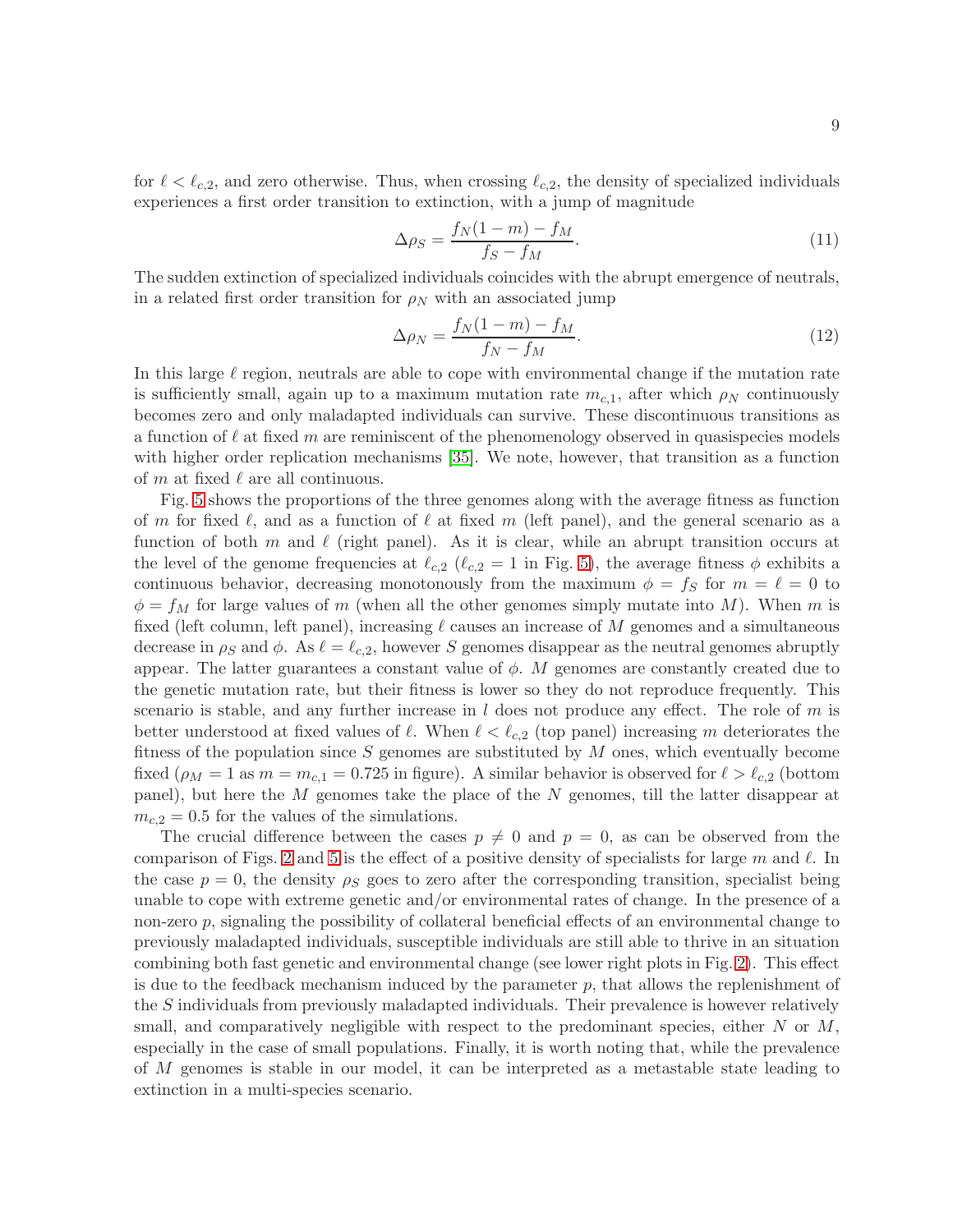for $\ell < \ell_{c,2}$, and zero otherwise. Thus, when crossing $\ell_{c,2}$, the density of specialized individuals experiences a first order transition to extinction, with a jump of magnitude

$$\Delta\rho_S = \frac{f_N(1-m) - f_M}{f_S - f_M}. \tag{11}$$

The sudden extinction of specialized individuals coincides with the abrupt emergence of neutrals, in a related first order transition for $\rho_N$ with an associated jump

$$\Delta\rho_N = \frac{f_N(1-m) - f_M}{f_N - f_M}. \tag{12}$$

In this large $\ell$ region, neutrals are able to cope with environmental change if the mutation rate is sufficiently small, again up to a maximum mutation rate $m_{c,1}$, after which $\rho_N$ continuously becomes zero and only maladapted individuals can survive. These discontinuous transitions as a function of $\ell$ at fixed $m$ are reminiscent of the phenomenology observed in quasispecies models with higher order replication mechanisms [35]. We note, however, that transition as a function of $m$ at fixed $\ell$ are all continuous.

Fig. 5 shows the proportions of the three genomes along with the average fitness as function of $m$ for fixed $\ell$, and as a function of $\ell$ at fixed $m$ (left panel), and the general scenario as a function of both $m$ and $\ell$ (right panel). As it is clear, while an abrupt transition occurs at the level of the genome frequencies at $\ell_{c,2}$ ($\ell_{c,2} = 1$ in Fig. 5), the average fitness $\phi$ exhibits a continuous behavior, decreasing monotonously from the maximum $\phi = f_S$ for $m = \ell = 0$ to $\phi = f_M$ for large values of $m$ (when all the other genomes simply mutate into $M$). When $m$ is fixed (left column, left panel), increasing $\ell$ causes an increase of $M$ genomes and a simultaneous decrease in $\rho_S$ and $\phi$. As $\ell = \ell_{c,2}$, however $S$ genomes disappear as the neutral genomes abruptly appear. The latter guarantees a constant value of $\phi$. $M$ genomes are constantly created due to the genetic mutation rate, but their fitness is lower so they do not reproduce frequently. This scenario is stable, and any further increase in $l$ does not produce any effect. The role of $m$ is better understood at fixed values of $\ell$. When $\ell < \ell_{c,2}$ (top panel) increasing $m$ deteriorates the fitness of the population since $S$ genomes are substituted by $M$ ones, which eventually become fixed ($\rho_M = 1$ as $m = m_{c,1} = 0.725$ in figure). A similar behavior is observed for $\ell > \ell_{c,2}$ (bottom panel), but here the $M$ genomes take the place of the $N$ genomes, till the latter disappear at $m_{c,2} = 0.5$ for the values of the simulations.

The crucial difference between the cases $p \neq 0$ and $p = 0$, as can be observed from the comparison of Figs. 2 and 5 is the effect of a positive density of specialists for large $m$ and $\ell$. In the case $p = 0$, the density $\rho_S$ goes to zero after the corresponding transition, specialist being unable to cope with extreme genetic and/or environmental rates of change. In the presence of a non-zero $p$, signaling the possibility of collateral beneficial effects of an environmental change to previously maladapted individuals, susceptible individuals are still able to thrive in an situation combining both fast genetic and environmental change (see lower right plots in Fig. 2). This effect is due to the feedback mechanism induced by the parameter $p$, that allows the replenishment of the $S$ individuals from previously maladapted individuals. Their prevalence is however relatively small, and comparatively negligible with respect to the predominant species, either $N$ or $M$, especially in the case of small populations. Finally, it is worth noting that, while the prevalence of $M$ genomes is stable in our model, it can be interpreted as a metastable state leading to extinction in a multi-species scenario.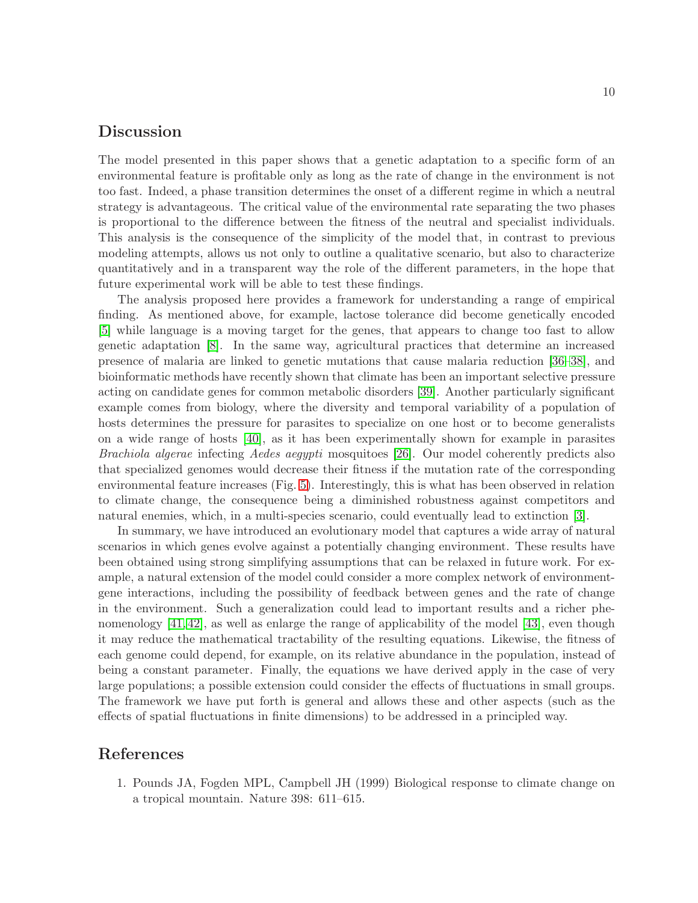## Discussion

The model presented in this paper shows that a genetic adaptation to a specific form of an environmental feature is profitable only as long as the rate of change in the environment is not too fast. Indeed, a phase transition determines the onset of a different regime in which a neutral strategy is advantageous. The critical value of the environmental rate separating the two phases is proportional to the difference between the fitness of the neutral and specialist individuals. This analysis is the consequence of the simplicity of the model that, in contrast to previous modeling attempts, allows us not only to outline a qualitative scenario, but also to characterize quantitatively and in a transparent way the role of the different parameters, in the hope that future experimental work will be able to test these findings.

The analysis proposed here provides a framework for understanding a range of empirical finding. As mentioned above, for example, lactose tolerance did become genetically encoded [5] while language is a moving target for the genes, that appears to change too fast to allow genetic adaptation [8]. In the same way, agricultural practices that determine an increased presence of malaria are linked to genetic mutations that cause malaria reduction [36–38], and bioinformatic methods have recently shown that climate has been an important selective pressure acting on candidate genes for common metabolic disorders [39]. Another particularly significant example comes from biology, where the diversity and temporal variability of a population of hosts determines the pressure for parasites to specialize on one host or to become generalists on a wide range of hosts [40], as it has been experimentally shown for example in parasites *Brachiola algerae* infecting *Aedes aegypti* mosquitoes [26]. Our model coherently predicts also that specialized genomes would decrease their fitness if the mutation rate of the corresponding environmental feature increases (Fig. 5). Interestingly, this is what has been observed in relation to climate change, the consequence being a diminished robustness against competitors and natural enemies, which, in a multi-species scenario, could eventually lead to extinction [3].

In summary, we have introduced an evolutionary model that captures a wide array of natural scenarios in which genes evolve against a potentially changing environment. These results have been obtained using strong simplifying assumptions that can be relaxed in future work. For example, a natural extension of the model could consider a more complex network of environment-gene interactions, including the possibility of feedback between genes and the rate of change in the environment. Such a generalization could lead to important results and a richer phenomenology [41,42], as well as enlarge the range of applicability of the model [43], even though it may reduce the mathematical tractability of the resulting equations. Likewise, the fitness of each genome could depend, for example, on its relative abundance in the population, instead of being a constant parameter. Finally, the equations we have derived apply in the case of very large populations; a possible extension could consider the effects of fluctuations in small groups. The framework we have put forth is general and allows these and other aspects (such as the effects of spatial fluctuations in finite dimensions) to be addressed in a principled way.

## References

1. Pounds JA, Fogden MPL, Campbell JH (1999) Biological response to climate change on a tropical mountain. Nature 398: 611–615.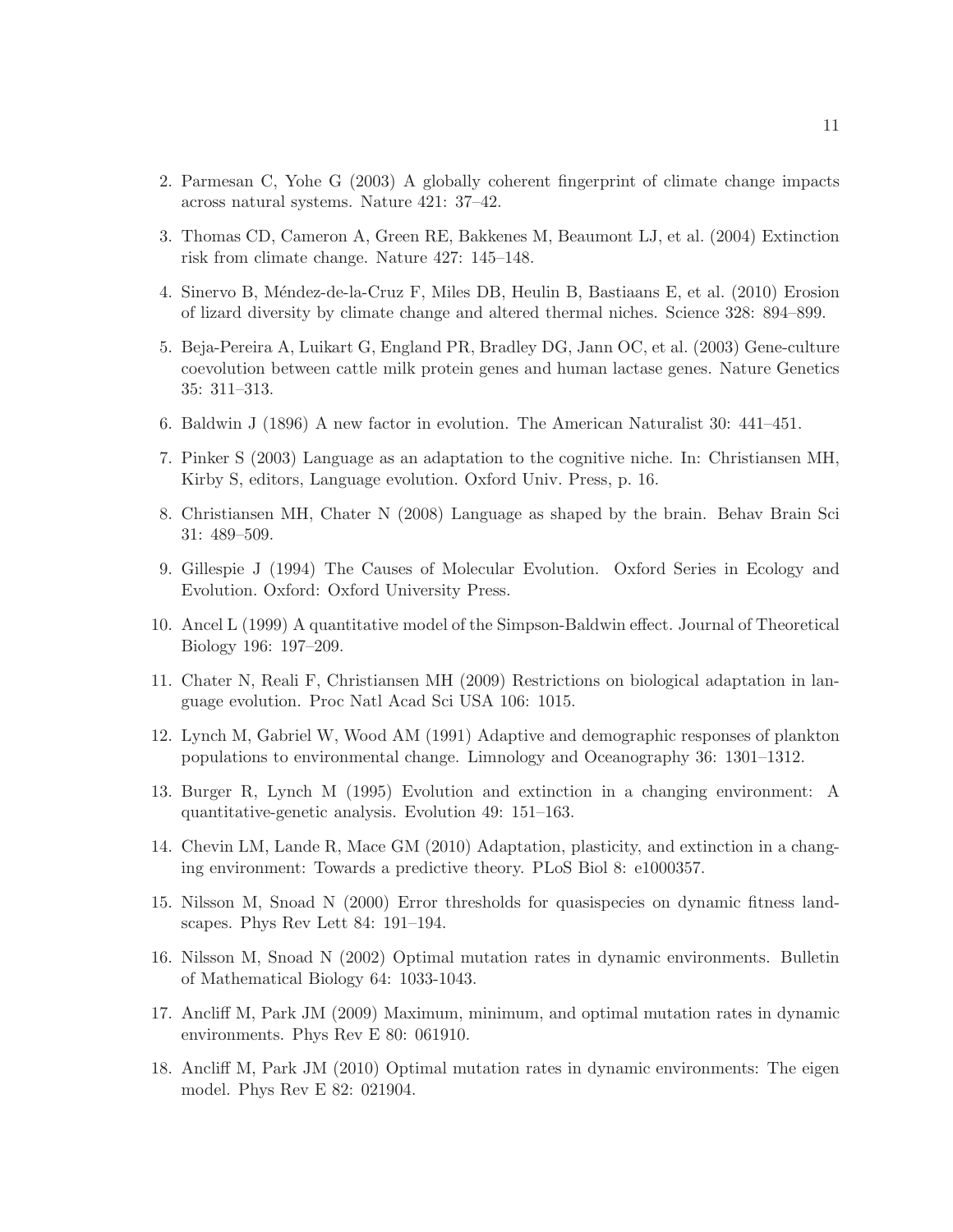2. Parmesan C, Yohe G (2003) A globally coherent fingerprint of climate change impacts across natural systems. Nature 421: 37–42.

3. Thomas CD, Cameron A, Green RE, Bakkenes M, Beaumont LJ, et al. (2004) Extinction risk from climate change. Nature 427: 145–148.

4. Sinervo B, Méndez-de-la-Cruz F, Miles DB, Heulin B, Bastiaans E, et al. (2010) Erosion of lizard diversity by climate change and altered thermal niches. Science 328: 894–899.

5. Beja-Pereira A, Luikart G, England PR, Bradley DG, Jann OC, et al. (2003) Gene-culture coevolution between cattle milk protein genes and human lactase genes. Nature Genetics 35: 311–313.

6. Baldwin J (1896) A new factor in evolution. The American Naturalist 30: 441–451.

7. Pinker S (2003) Language as an adaptation to the cognitive niche. In: Christiansen MH, Kirby S, editors, Language evolution. Oxford Univ. Press, p. 16.

8. Christiansen MH, Chater N (2008) Language as shaped by the brain. Behav Brain Sci 31: 489–509.

9. Gillespie J (1994) The Causes of Molecular Evolution. Oxford Series in Ecology and Evolution. Oxford: Oxford University Press.

10. Ancel L (1999) A quantitative model of the Simpson-Baldwin effect. Journal of Theoretical Biology 196: 197–209.

11. Chater N, Reali F, Christiansen MH (2009) Restrictions on biological adaptation in language evolution. Proc Natl Acad Sci USA 106: 1015.

12. Lynch M, Gabriel W, Wood AM (1991) Adaptive and demographic responses of plankton populations to environmental change. Limnology and Oceanography 36: 1301–1312.

13. Burger R, Lynch M (1995) Evolution and extinction in a changing environment: A quantitative-genetic analysis. Evolution 49: 151–163.

14. Chevin LM, Lande R, Mace GM (2010) Adaptation, plasticity, and extinction in a changing environment: Towards a predictive theory. PLoS Biol 8: e1000357.

15. Nilsson M, Snoad N (2000) Error thresholds for quasispecies on dynamic fitness landscapes. Phys Rev Lett 84: 191–194.

16. Nilsson M, Snoad N (2002) Optimal mutation rates in dynamic environments. Bulletin of Mathematical Biology 64: 1033-1043.

17. Ancliff M, Park JM (2009) Maximum, minimum, and optimal mutation rates in dynamic environments. Phys Rev E 80: 061910.

18. Ancliff M, Park JM (2010) Optimal mutation rates in dynamic environments: The eigen model. Phys Rev E 82: 021904.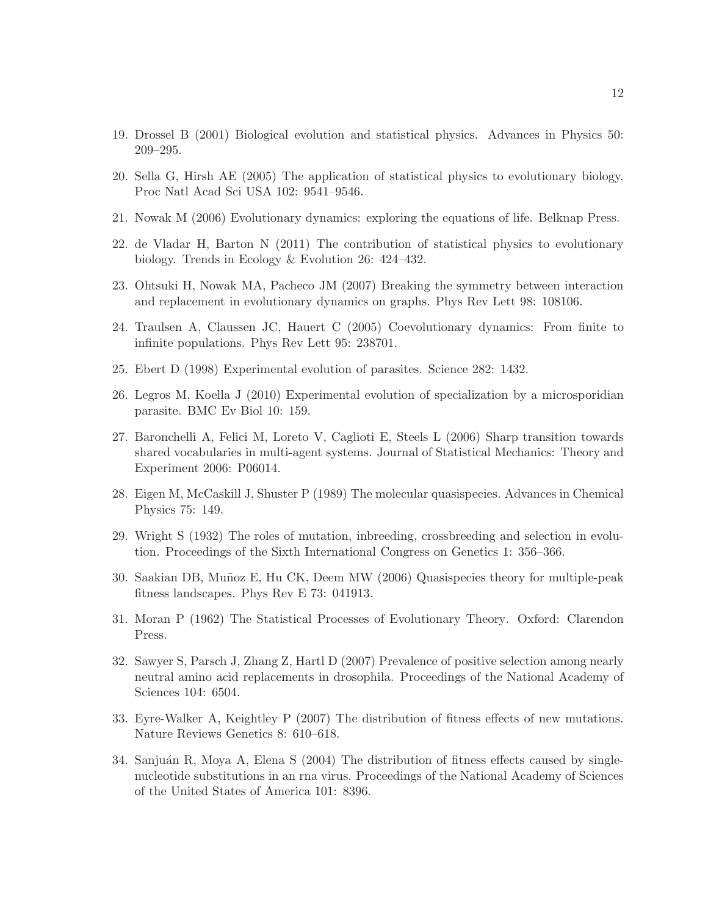19. Drossel B (2001) Biological evolution and statistical physics. Advances in Physics 50: 209–295.

20. Sella G, Hirsh AE (2005) The application of statistical physics to evolutionary biology. Proc Natl Acad Sci USA 102: 9541–9546.

21. Nowak M (2006) Evolutionary dynamics: exploring the equations of life. Belknap Press.

22. de Vladar H, Barton N (2011) The contribution of statistical physics to evolutionary biology. Trends in Ecology & Evolution 26: 424–432.

23. Ohtsuki H, Nowak MA, Pacheco JM (2007) Breaking the symmetry between interaction and replacement in evolutionary dynamics on graphs. Phys Rev Lett 98: 108106.

24. Traulsen A, Claussen JC, Hauert C (2005) Coevolutionary dynamics: From finite to infinite populations. Phys Rev Lett 95: 238701.

25. Ebert D (1998) Experimental evolution of parasites. Science 282: 1432.

26. Legros M, Koella J (2010) Experimental evolution of specialization by a microsporidian parasite. BMC Ev Biol 10: 159.

27. Baronchelli A, Felici M, Loreto V, Caglioti E, Steels L (2006) Sharp transition towards shared vocabularies in multi-agent systems. Journal of Statistical Mechanics: Theory and Experiment 2006: P06014.

28. Eigen M, McCaskill J, Shuster P (1989) The molecular quasispecies. Advances in Chemical Physics 75: 149.

29. Wright S (1932) The roles of mutation, inbreeding, crossbreeding and selection in evolution. Proceedings of the Sixth International Congress on Genetics 1: 356–366.

30. Saakian DB, Muñoz E, Hu CK, Deem MW (2006) Quasispecies theory for multiple-peak fitness landscapes. Phys Rev E 73: 041913.

31. Moran P (1962) The Statistical Processes of Evolutionary Theory. Oxford: Clarendon Press.

32. Sawyer S, Parsch J, Zhang Z, Hartl D (2007) Prevalence of positive selection among nearly neutral amino acid replacements in drosophila. Proceedings of the National Academy of Sciences 104: 6504.

33. Eyre-Walker A, Keightley P (2007) The distribution of fitness effects of new mutations. Nature Reviews Genetics 8: 610–618.

34. Sanjuán R, Moya A, Elena S (2004) The distribution of fitness effects caused by single-nucleotide substitutions in an rna virus. Proceedings of the National Academy of Sciences of the United States of America 101: 8396.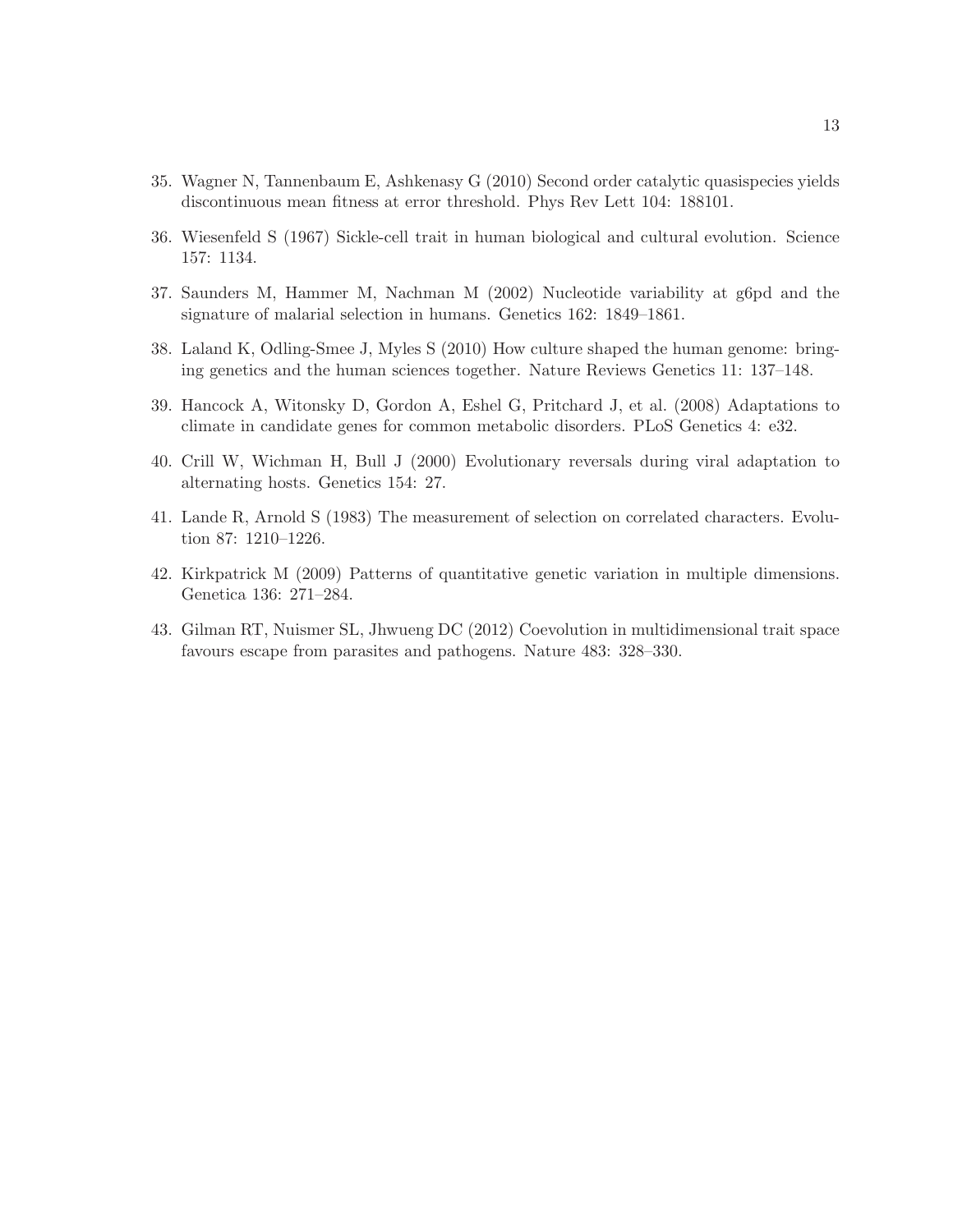35. Wagner N, Tannenbaum E, Ashkenasy G (2010) Second order catalytic quasispecies yields discontinuous mean fitness at error threshold. Phys Rev Lett 104: 188101.

36. Wiesenfeld S (1967) Sickle-cell trait in human biological and cultural evolution. Science 157: 1134.

37. Saunders M, Hammer M, Nachman M (2002) Nucleotide variability at g6pd and the signature of malarial selection in humans. Genetics 162: 1849–1861.

38. Laland K, Odling-Smee J, Myles S (2010) How culture shaped the human genome: bringing genetics and the human sciences together. Nature Reviews Genetics 11: 137–148.

39. Hancock A, Witonsky D, Gordon A, Eshel G, Pritchard J, et al. (2008) Adaptations to climate in candidate genes for common metabolic disorders. PLoS Genetics 4: e32.

40. Crill W, Wichman H, Bull J (2000) Evolutionary reversals during viral adaptation to alternating hosts. Genetics 154: 27.

41. Lande R, Arnold S (1983) The measurement of selection on correlated characters. Evolution 87: 1210–1226.

42. Kirkpatrick M (2009) Patterns of quantitative genetic variation in multiple dimensions. Genetica 136: 271–284.

43. Gilman RT, Nuismer SL, Jhwueng DC (2012) Coevolution in multidimensional trait space favours escape from parasites and pathogens. Nature 483: 328–330.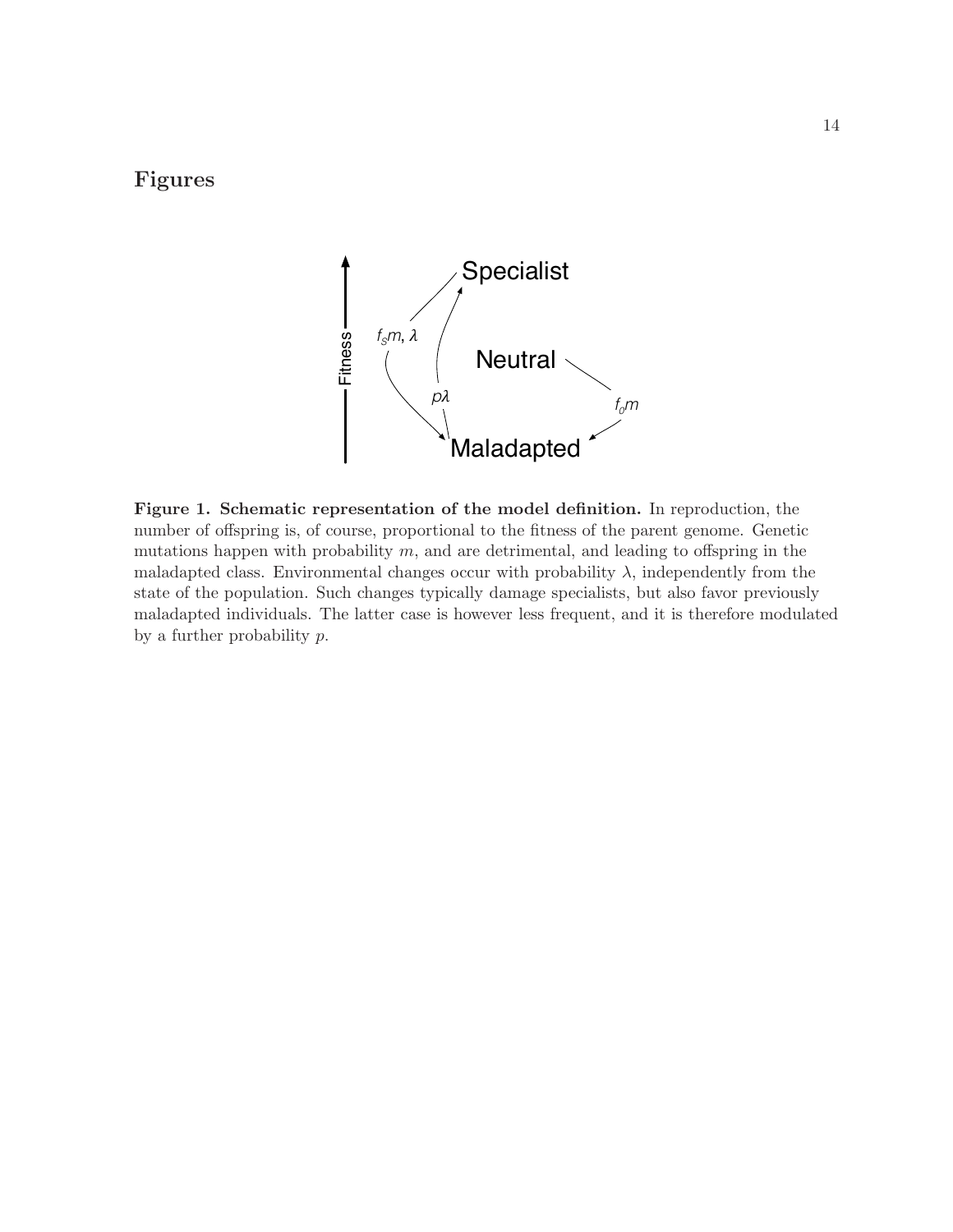## Figures

**Figure 1. Schematic representation of the model definition.** In reproduction, the number of offspring is, of course, proportional to the fitness of the parent genome. Genetic mutations happen with probability $m$, and are detrimental, and leading to offspring in the maladapted class. Environmental changes occur with probability $\lambda$, independently from the state of the population. Such changes typically damage specialists, but also favor previously maladapted individuals. The latter case is however less frequent, and it is therefore modulated by a further probability $p$.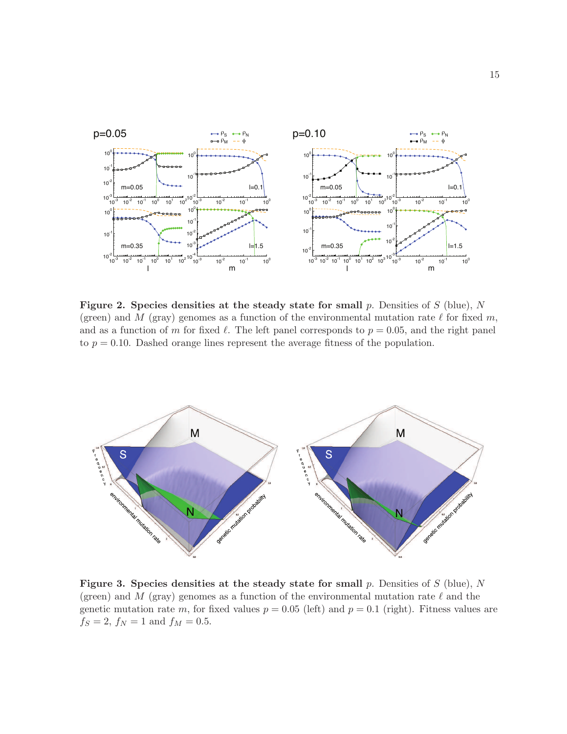**Figure 2. Species densities at the steady state for small** $p$**.** Densities of $S$ (blue), $N$ (green) and $M$ (gray) genomes as a function of the environmental mutation rate $\ell$ for fixed $m$, and as a function of $m$ for fixed $\ell$. The left panel corresponds to $p = 0.05$, and the right panel to $p = 0.10$. Dashed orange lines represent the average fitness of the population.

**Figure 3. Species densities at the steady state for small** $p$**.** Densities of $S$ (blue), $N$ (green) and $M$ (gray) genomes as a function of the environmental mutation rate $\ell$ and the genetic mutation rate $m$, for fixed values $p = 0.05$ (left) and $p = 0.1$ (right). Fitness values are $f_S = 2$, $f_N = 1$ and $f_M = 0.5$.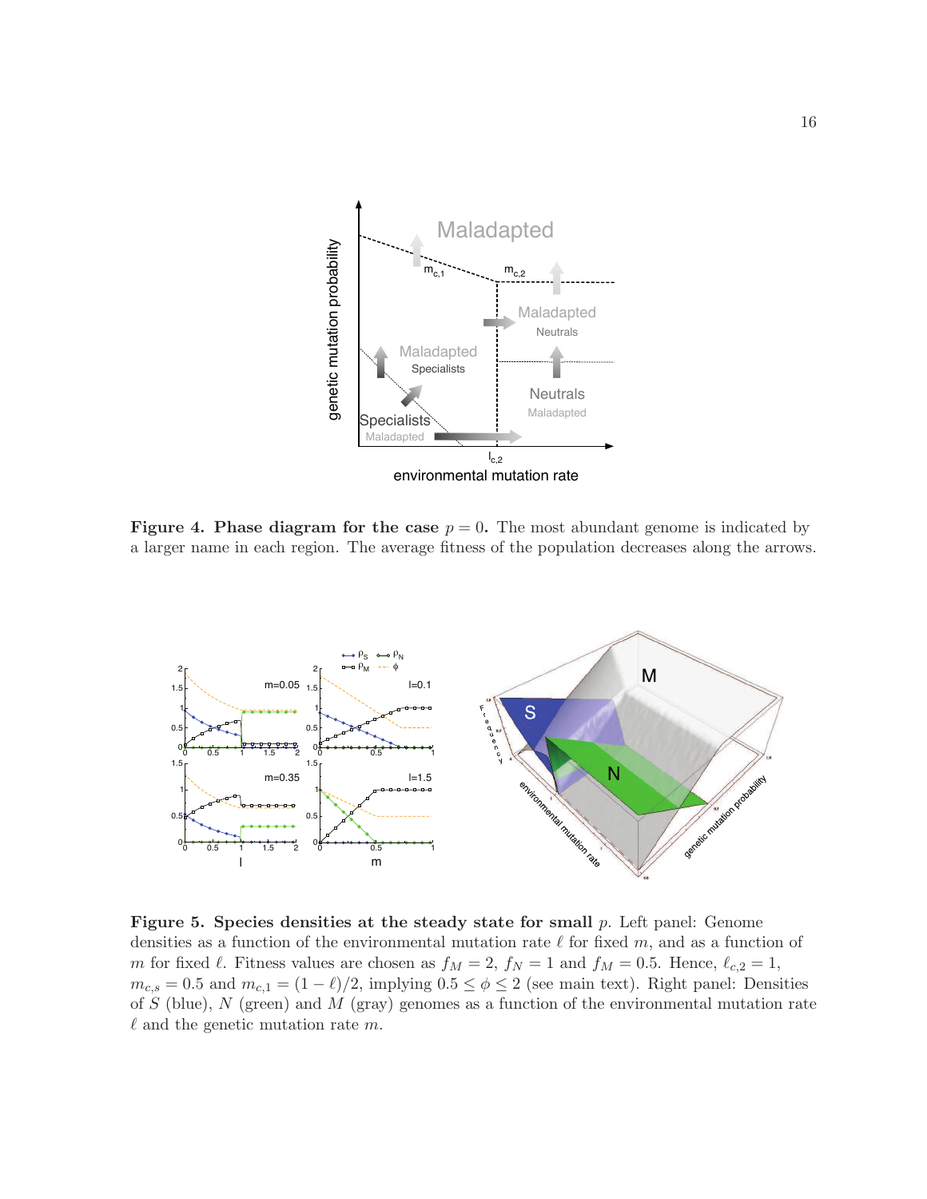Maladapted

$m_{c,1}$

$m_{c,2}$

Maladapted

Neutrals

Maladapted

Specialists

Neutrals

Maladapted

Specialists

Maladapted

$l_{c,2}$

genetic mutation probability

environmental mutation rate

**Figure 4. Phase diagram for the case $p = 0$.** The most abundant genome is indicated by a larger name in each region. The average fitness of the population decreases along the arrows.

$\rho_S$ $\rho_N$ $\rho_M$ $\phi$

m=0.05

l=0.1

m=0.35

l=1.5

l

m

S

M

N

Frequency

environmental mutation rate

genetic mutation probability

**Figure 5. Species densities at the steady state for small $p$.** Left panel: Genome densities as a function of the environmental mutation rate $\ell$ for fixed $m$, and as a function of $m$ for fixed $\ell$. Fitness values are chosen as $f_M = 2$, $f_N = 1$ and $f_M = 0.5$. Hence, $\ell_{c,2} = 1$, $m_{c,s} = 0.5$ and $m_{c,1} = (1 - \ell)/2$, implying $0.5 \le \phi \le 2$ (see main text). Right panel: Densities of $S$ (blue), $N$ (green) and $M$ (gray) genomes as a function of the environmental mutation rate $\ell$ and the genetic mutation rate $m$.